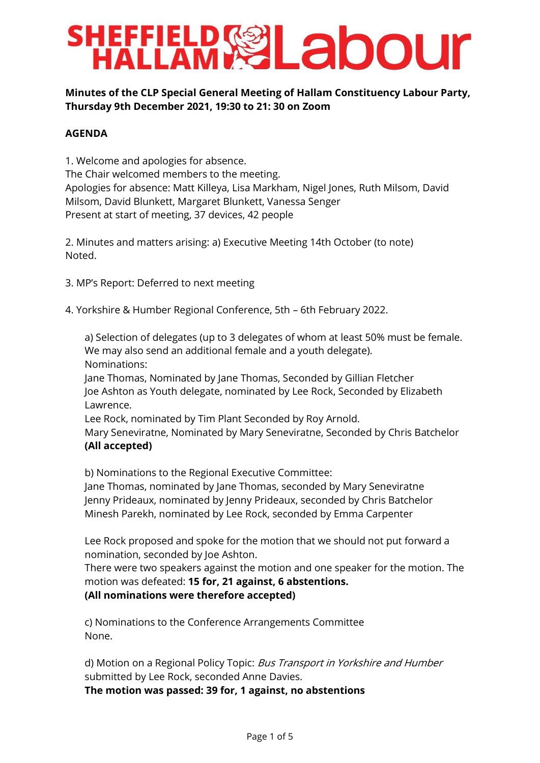**Minutes of the CLP Special General Meeting of Hallam Constituency Labour Party, Thursday 9th December 2021, 19:30 to 21: 30 on Zoom**

**AGENDA**

1. Welcome and apologies for absence.
The Chair welcomed members to the meeting.
Apologies for absence: Matt Killeya, Lisa Markham, Nigel Jones, Ruth Milsom, David Milsom, David Blunkett, Margaret Blunkett, Vanessa Senger
Present at start of meeting, 37 devices, 42 people

2. Minutes and matters arising: a) Executive Meeting 14th October (to note)
Noted.

3. MP's Report: Deferred to next meeting

4. Yorkshire & Humber Regional Conference, 5th – 6th February 2022.

a) Selection of delegates (up to 3 delegates of whom at least 50% must be female. We may also send an additional female and a youth delegate).
Nominations:
Jane Thomas, Nominated by Jane Thomas, Seconded by Gillian Fletcher
Joe Ashton as Youth delegate, nominated by Lee Rock, Seconded by Elizabeth Lawrence.
Lee Rock, nominated by Tim Plant Seconded by Roy Arnold.
Mary Seneviratne, Nominated by Mary Seneviratne, Seconded by Chris Batchelor
**(All accepted)**

b) Nominations to the Regional Executive Committee:
Jane Thomas, nominated by Jane Thomas, seconded by Mary Seneviratne
Jenny Prideaux, nominated by Jenny Prideaux, seconded by Chris Batchelor
Minesh Parekh, nominated by Lee Rock, seconded by Emma Carpenter

Lee Rock proposed and spoke for the motion that we should not put forward a nomination, seconded by Joe Ashton.
There were two speakers against the motion and one speaker for the motion. The motion was defeated: **15 for, 21 against, 6 abstentions.**
**(All nominations were therefore accepted)**

c) Nominations to the Conference Arrangements Committee
None.

d) Motion on a Regional Policy Topic: *Bus Transport in Yorkshire and Humber* submitted by Lee Rock, seconded Anne Davies.
**The motion was passed: 39 for, 1 against, no abstentions**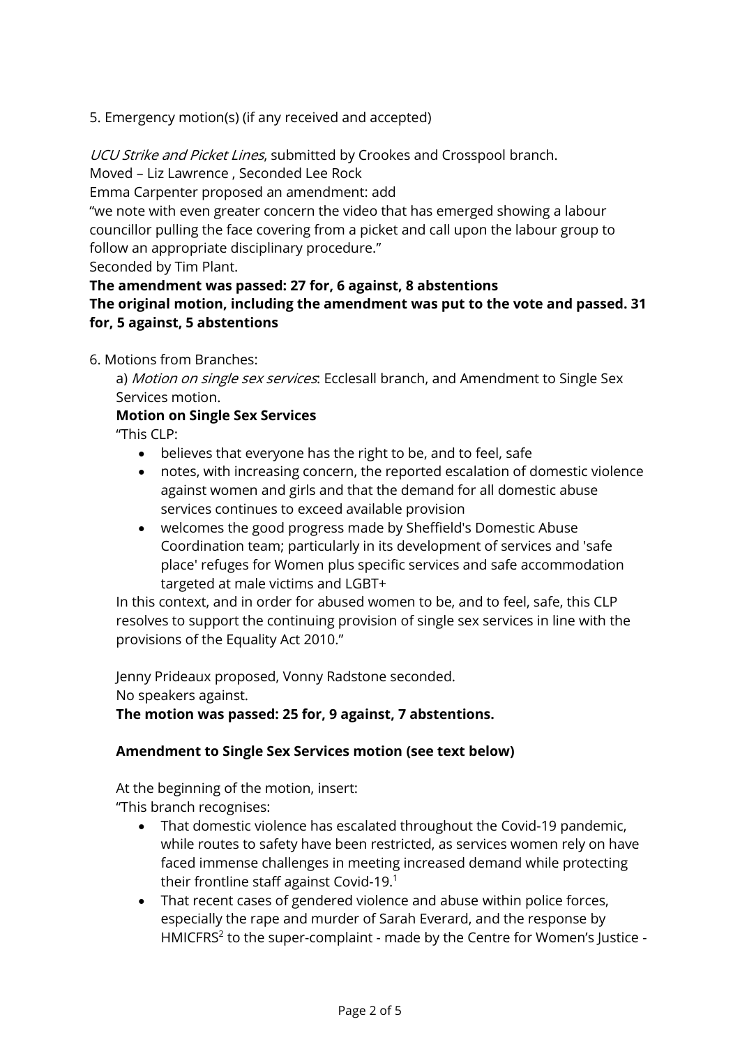5. Emergency motion(s) (if any received and accepted)

*UCU Strike and Picket Lines*, submitted by Crookes and Crosspool branch.
Moved – Liz Lawrence , Seconded Lee Rock
Emma Carpenter proposed an amendment: add
"we note with even greater concern the video that has emerged showing a labour councillor pulling the face covering from a picket and call upon the labour group to follow an appropriate disciplinary procedure."
Seconded by Tim Plant.

**The amendment was passed: 27 for, 6 against, 8 abstentions**
**The original motion, including the amendment was put to the vote and passed. 31 for, 5 against, 5 abstentions**

6. Motions from Branches:

a) *Motion on single sex services*: Ecclesall branch, and Amendment to Single Sex Services motion.

**Motion on Single Sex Services**

"This CLP:

- believes that everyone has the right to be, and to feel, safe
- notes, with increasing concern, the reported escalation of domestic violence against women and girls and that the demand for all domestic abuse services continues to exceed available provision
- welcomes the good progress made by Sheffield's Domestic Abuse Coordination team; particularly in its development of services and 'safe place' refuges for Women plus specific services and safe accommodation targeted at male victims and LGBT+

In this context, and in order for abused women to be, and to feel, safe, this CLP resolves to support the continuing provision of single sex services in line with the provisions of the Equality Act 2010."

Jenny Prideaux proposed, Vonny Radstone seconded.
No speakers against.

**The motion was passed: 25 for, 9 against, 7 abstentions.**

**Amendment to Single Sex Services motion (see text below)**

At the beginning of the motion, insert:
"This branch recognises:

- That domestic violence has escalated throughout the Covid-19 pandemic, while routes to safety have been restricted, as services women rely on have faced immense challenges in meeting increased demand while protecting their frontline staff against Covid-19.[1]
- That recent cases of gendered violence and abuse within police forces, especially the rape and murder of Sarah Everard, and the response by HMICFRS[2] to the super-complaint - made by the Centre for Women's Justice -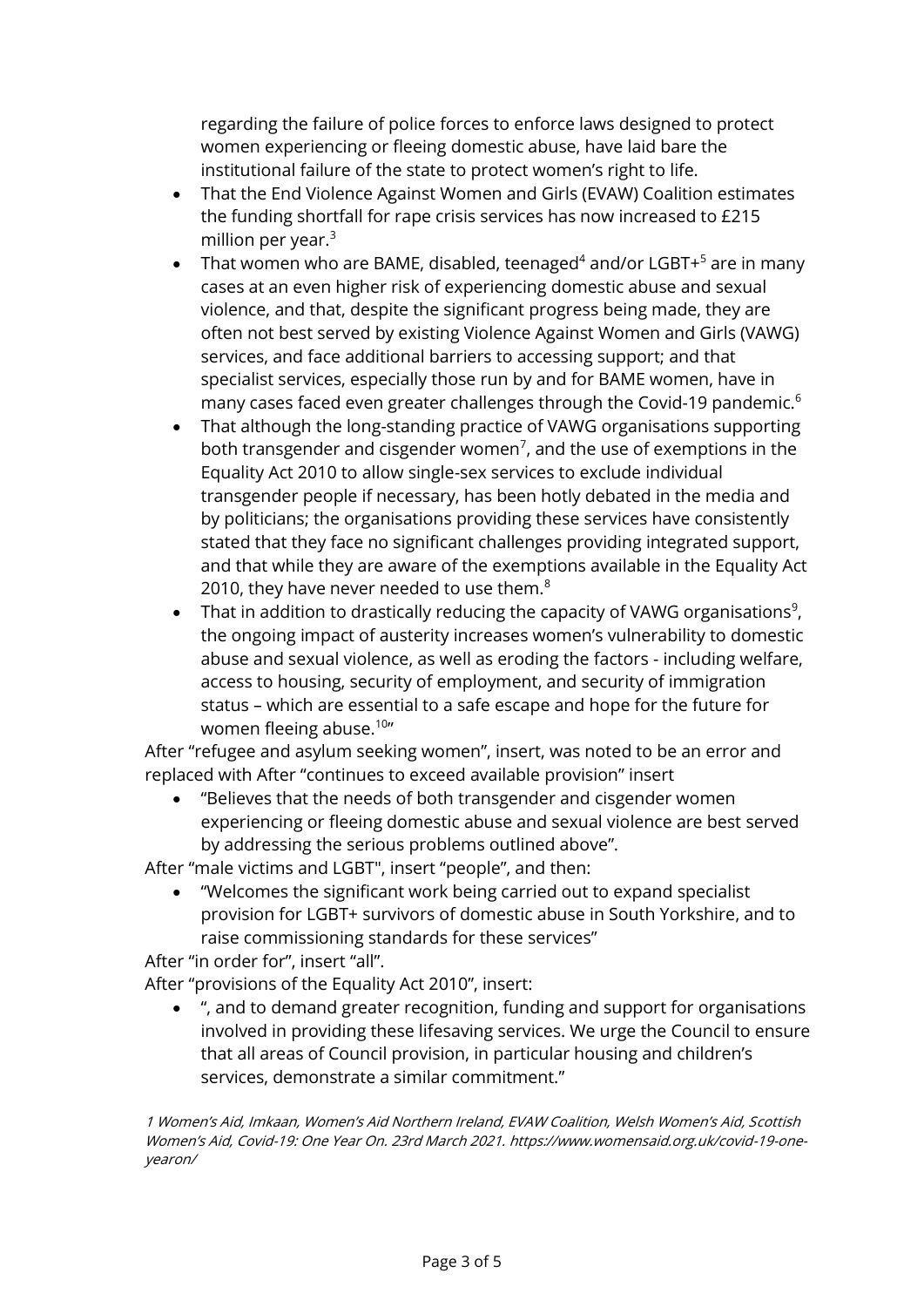regarding the failure of police forces to enforce laws designed to protect women experiencing or fleeing domestic abuse, have laid bare the institutional failure of the state to protect women's right to life.

- That the End Violence Against Women and Girls (EVAW) Coalition estimates the funding shortfall for rape crisis services has now increased to £215 million per year.[3]
- That women who are BAME, disabled, teenaged[4] and/or LGBT+[5] are in many cases at an even higher risk of experiencing domestic abuse and sexual violence, and that, despite the significant progress being made, they are often not best served by existing Violence Against Women and Girls (VAWG) services, and face additional barriers to accessing support; and that specialist services, especially those run by and for BAME women, have in many cases faced even greater challenges through the Covid-19 pandemic.[6]
- That although the long-standing practice of VAWG organisations supporting both transgender and cisgender women[7], and the use of exemptions in the Equality Act 2010 to allow single-sex services to exclude individual transgender people if necessary, has been hotly debated in the media and by politicians; the organisations providing these services have consistently stated that they face no significant challenges providing integrated support, and that while they are aware of the exemptions available in the Equality Act 2010, they have never needed to use them.[8]
- That in addition to drastically reducing the capacity of VAWG organisations[9], the ongoing impact of austerity increases women's vulnerability to domestic abuse and sexual violence, as well as eroding the factors - including welfare, access to housing, security of employment, and security of immigration status – which are essential to a safe escape and hope for the future for women fleeing abuse.[10]"

After "refugee and asylum seeking women", insert, was noted to be an error and replaced with After "continues to exceed available provision" insert

- "Believes that the needs of both transgender and cisgender women experiencing or fleeing domestic abuse and sexual violence are best served by addressing the serious problems outlined above".

After "male victims and LGBT", insert "people", and then:

- "Welcomes the significant work being carried out to expand specialist provision for LGBT+ survivors of domestic abuse in South Yorkshire, and to raise commissioning standards for these services"

After "in order for", insert "all".

After "provisions of the Equality Act 2010", insert:

- ", and to demand greater recognition, funding and support for organisations involved in providing these lifesaving services. We urge the Council to ensure that all areas of Council provision, in particular housing and children's services, demonstrate a similar commitment."

*1 Women's Aid, Imkaan, Women's Aid Northern Ireland, EVAW Coalition, Welsh Women's Aid, Scottish Women's Aid, Covid-19: One Year On. 23rd March 2021. https://www.womensaid.org.uk/covid-19-one-yearon/*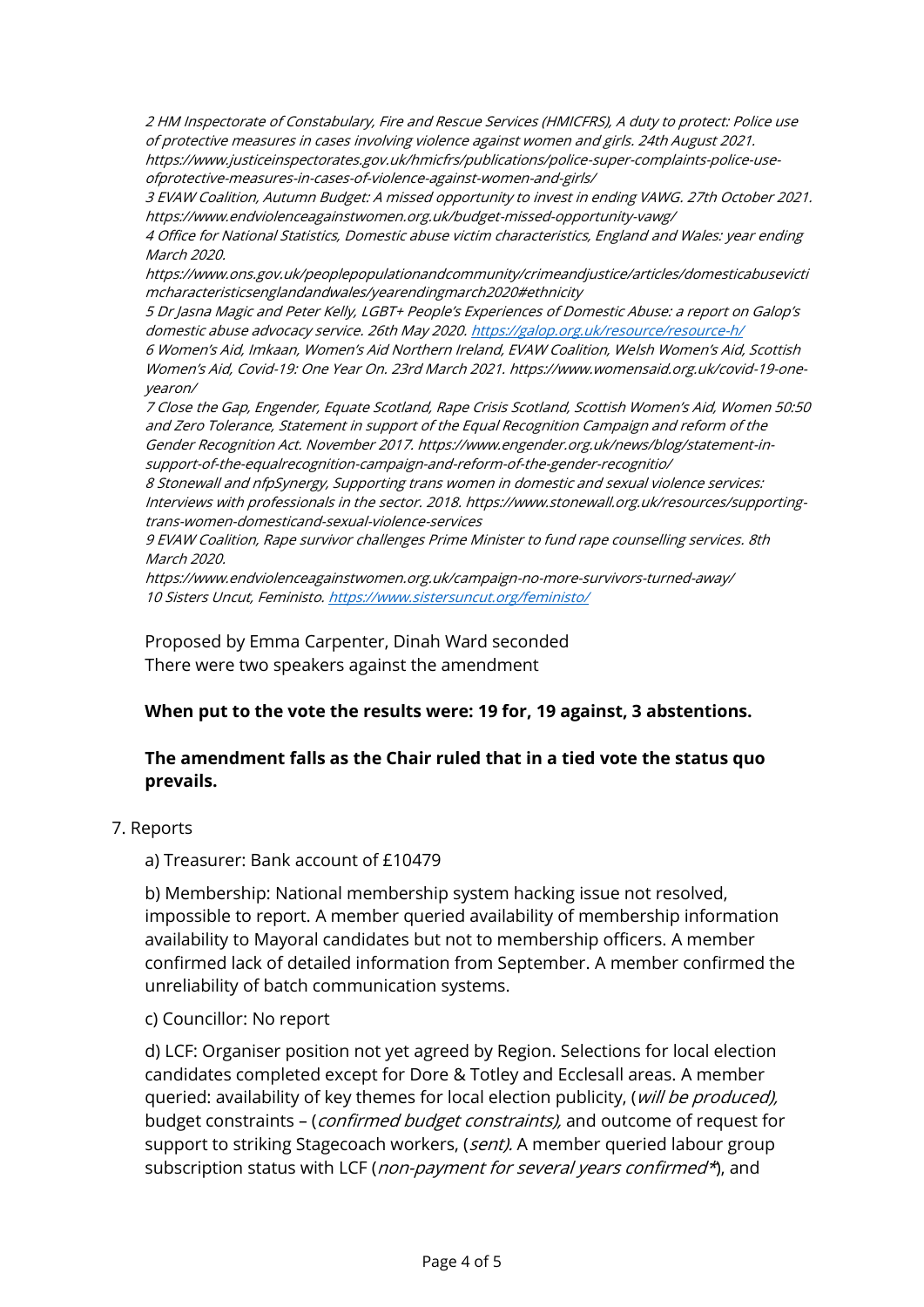*2 HM Inspectorate of Constabulary, Fire and Rescue Services (HMICFRS), A duty to protect: Police use of protective measures in cases involving violence against women and girls. 24th August 2021. https://www.justiceinspectorates.gov.uk/hmicfrs/publications/police-super-complaints-police-use-ofprotective-measures-in-cases-of-violence-against-women-and-girls/*
*3 EVAW Coalition, Autumn Budget: A missed opportunity to invest in ending VAWG. 27th October 2021. https://www.endviolenceagainstwomen.org.uk/budget-missed-opportunity-vawg/*
*4 Office for National Statistics, Domestic abuse victim characteristics, England and Wales: year ending March 2020. https://www.ons.gov.uk/peoplepopulationandcommunity/crimeandjustice/articles/domesticabusevictimcharacteristicsenglandandwales/yearendingmarch2020#ethnicity*
*5 Dr Jasna Magic and Peter Kelly, LGBT+ People's Experiences of Domestic Abuse: a report on Galop's domestic abuse advocacy service. 26th May 2020. [https://galop.org.uk/resource/resource-h/](https://galop.org.uk/resource/resource-h/)*
*6 Women's Aid, Imkaan, Women's Aid Northern Ireland, EVAW Coalition, Welsh Women's Aid, Scottish Women's Aid, Covid-19: One Year On. 23rd March 2021. https://www.womensaid.org.uk/covid-19-one-yearon/*
*7 Close the Gap, Engender, Equate Scotland, Rape Crisis Scotland, Scottish Women's Aid, Women 50:50 and Zero Tolerance, Statement in support of the Equal Recognition Campaign and reform of the Gender Recognition Act. November 2017. https://www.engender.org.uk/news/blog/statement-in-support-of-the-equalrecognition-campaign-and-reform-of-the-gender-recognitio/*
*8 Stonewall and nfpSynergy, Supporting trans women in domestic and sexual violence services: Interviews with professionals in the sector. 2018. https://www.stonewall.org.uk/resources/supporting-trans-women-domesticand-sexual-violence-services*
*9 EVAW Coalition, Rape survivor challenges Prime Minister to fund rape counselling services. 8th March 2020. https://www.endviolenceagainstwomen.org.uk/campaign-no-more-survivors-turned-away/*
*10 Sisters Uncut, Feministo. [https://www.sistersuncut.org/feministo/](https://www.sistersuncut.org/feministo/)*

Proposed by Emma Carpenter, Dinah Ward seconded
There were two speakers against the amendment

**When put to the vote the results were: 19 for, 19 against, 3 abstentions.**

**The amendment falls as the Chair ruled that in a tied vote the status quo prevails.**

7. Reports

a) Treasurer: Bank account of £10479

b) Membership: National membership system hacking issue not resolved, impossible to report. A member queried availability of membership information availability to Mayoral candidates but not to membership officers. A member confirmed lack of detailed information from September. A member confirmed the unreliability of batch communication systems.

c) Councillor: No report

d) LCF: Organiser position not yet agreed by Region. Selections for local election candidates completed except for Dore & Totley and Ecclesall areas. A member queried: availability of key themes for local election publicity, (*will be produced),* budget constraints – (*confirmed budget constraints),* and outcome of request for support to striking Stagecoach workers, (*sent).* A member queried labour group subscription status with LCF (*non-payment for several years confirmed**), and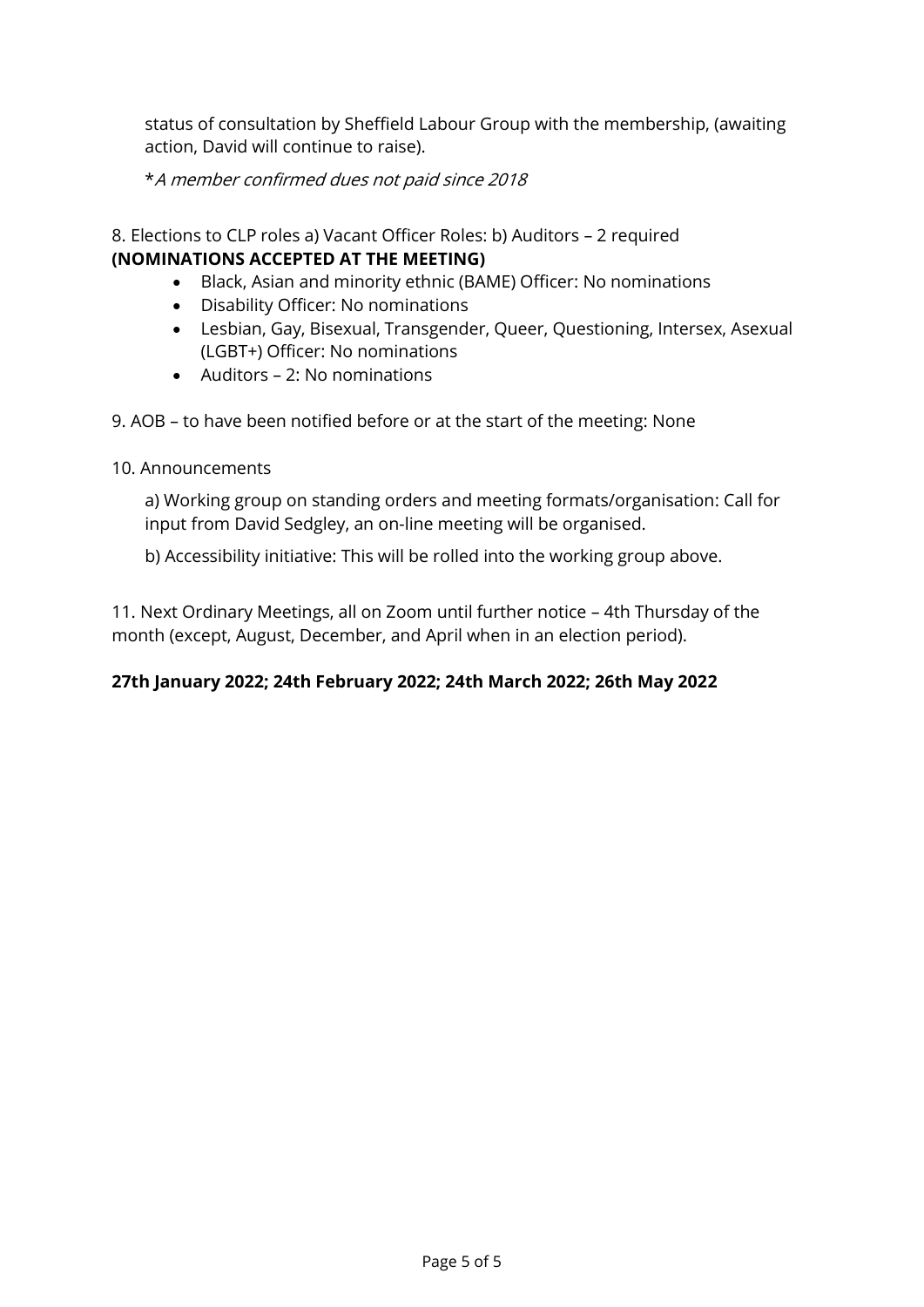status of consultation by Sheffield Labour Group with the membership, (awaiting action, David will continue to raise).

**A member confirmed dues not paid since 2018*

8. Elections to CLP roles a) Vacant Officer Roles: b) Auditors – 2 required
**(NOMINATIONS ACCEPTED AT THE MEETING)**

- Black, Asian and minority ethnic (BAME) Officer: No nominations
- Disability Officer: No nominations
- Lesbian, Gay, Bisexual, Transgender, Queer, Questioning, Intersex, Asexual (LGBT+) Officer: No nominations
- Auditors – 2: No nominations

9. AOB – to have been notified before or at the start of the meeting: None

10. Announcements

a) Working group on standing orders and meeting formats/organisation: Call for input from David Sedgley, an on-line meeting will be organised.

b) Accessibility initiative: This will be rolled into the working group above.

11. Next Ordinary Meetings, all on Zoom until further notice – 4th Thursday of the month (except, August, December, and April when in an election period).

**27th January 2022; 24th February 2022; 24th March 2022; 26th May 2022**